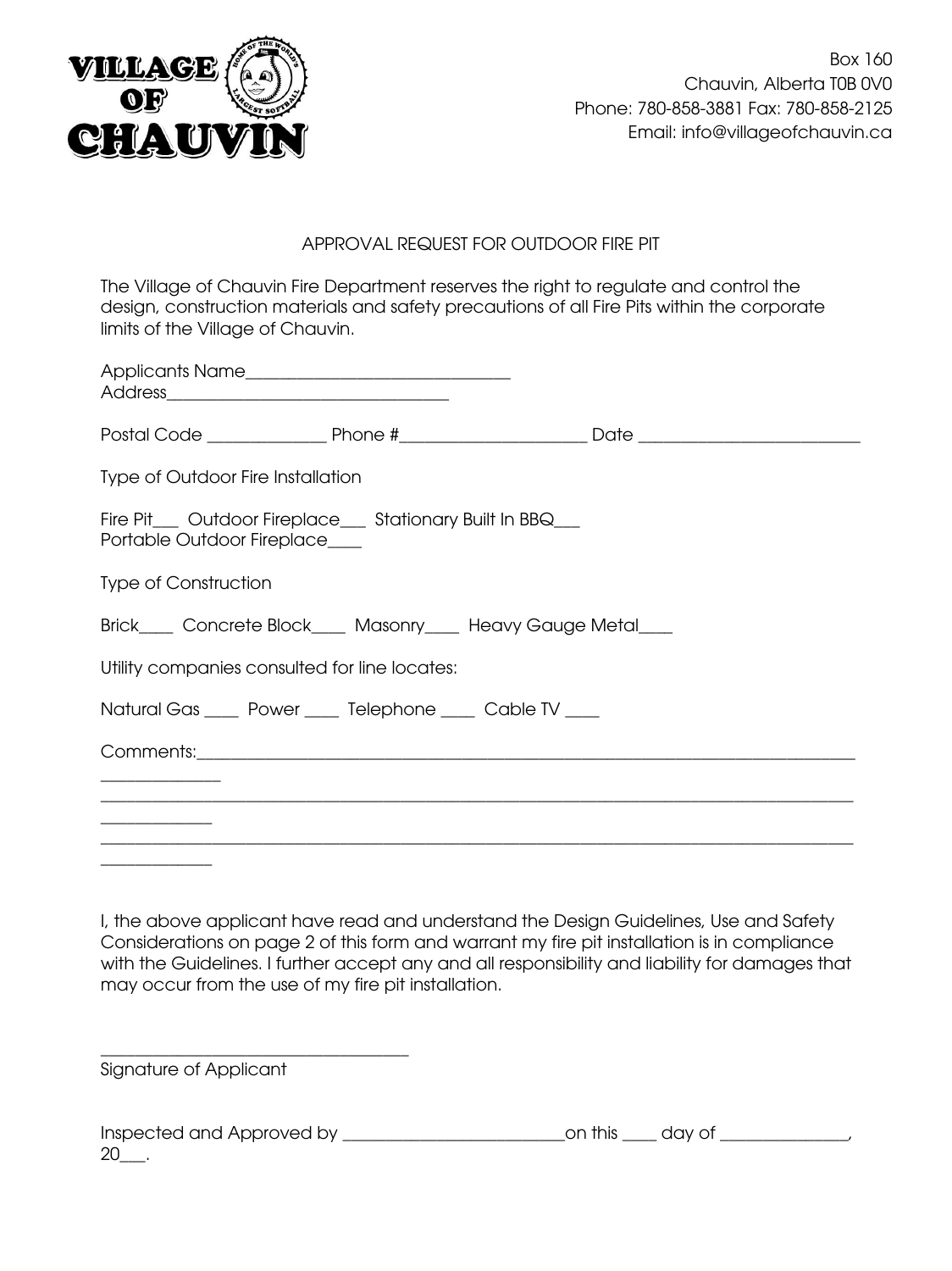**VILLAGE OF CHAUVIN**

Box 160
Chauvin, Alberta T0B 0V0
Phone: 780-858-3881 Fax: 780-858-2125
Email: info@villageofchauvin.ca

## APPROVAL REQUEST FOR OUTDOOR FIRE PIT

The Village of Chauvin Fire Department reserves the right to regulate and control the design, construction materials and safety precautions of all Fire Pits within the corporate limits of the Village of Chauvin.

Applicants Name_______________________________
Address_________________________________

Postal Code ______________ Phone #_____________________ Date _________________________

Type of Outdoor Fire Installation

Fire Pit___ Outdoor Fireplace___ Stationary Built In BBQ___
Portable Outdoor Fireplace____

Type of Construction

Brick____ Concrete Block____ Masonry____ Heavy Gauge Metal____

Utility companies consulted for line locates:

Natural Gas ____ Power ____ Telephone ____ Cable TV ____

Comments:_____________________________________________________________________________
______________
_____________________________________________________________________________________
_____________
_____________________________________________________________________________________
_____________

I, the above applicant have read and understand the Design Guidelines, Use and Safety Considerations on page 2 of this form and warrant my fire pit installation is in compliance with the Guidelines. I further accept any and all responsibility and liability for damages that may occur from the use of my fire pit installation.

___________________________________
Signature of Applicant

Inspected and Approved by __________________________on this ____ day of ______________, 20___.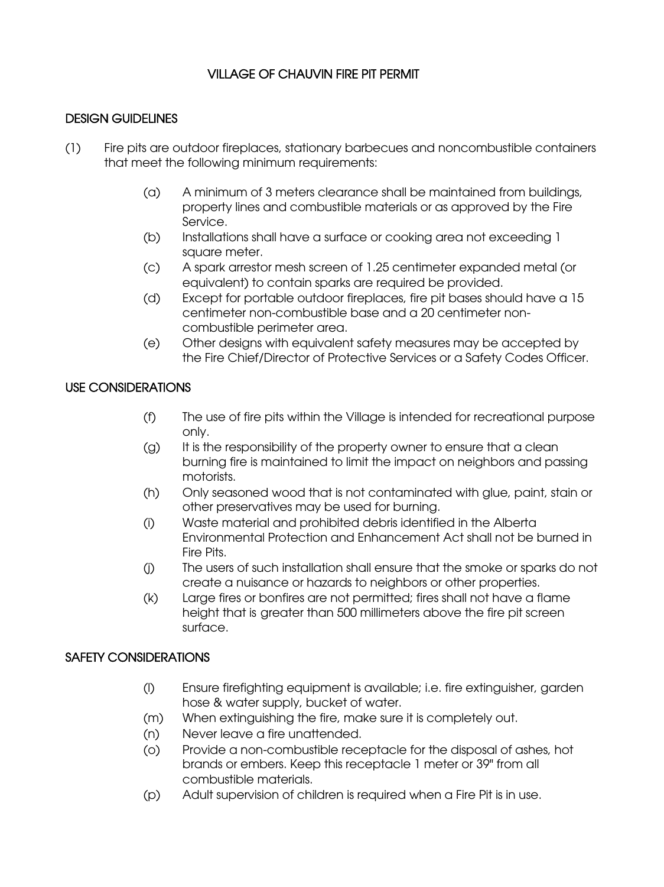# VILLAGE OF CHAUVIN FIRE PIT PERMIT

## DESIGN GUIDELINES

(1) Fire pits are outdoor fireplaces, stationary barbecues and noncombustible containers that meet the following minimum requirements:

(a) A minimum of 3 meters clearance shall be maintained from buildings, property lines and combustible materials or as approved by the Fire Service.

(b) Installations shall have a surface or cooking area not exceeding 1 square meter.

(c) A spark arrestor mesh screen of 1.25 centimeter expanded metal (or equivalent) to contain sparks are required be provided.

(d) Except for portable outdoor fireplaces, fire pit bases should have a 15 centimeter non-combustible base and a 20 centimeter non-combustible perimeter area.

(e) Other designs with equivalent safety measures may be accepted by the Fire Chief/Director of Protective Services or a Safety Codes Officer.

## USE CONSIDERATIONS

(f) The use of fire pits within the Village is intended for recreational purpose only.

(g) It is the responsibility of the property owner to ensure that a clean burning fire is maintained to limit the impact on neighbors and passing motorists.

(h) Only seasoned wood that is not contaminated with glue, paint, stain or other preservatives may be used for burning.

(i) Waste material and prohibited debris identified in the Alberta Environmental Protection and Enhancement Act shall not be burned in Fire Pits.

(j) The users of such installation shall ensure that the smoke or sparks do not create a nuisance or hazards to neighbors or other properties.

(k) Large fires or bonfires are not permitted; fires shall not have a flame height that is greater than 500 millimeters above the fire pit screen surface.

## SAFETY CONSIDERATIONS

(l) Ensure firefighting equipment is available; i.e. fire extinguisher, garden hose & water supply, bucket of water.

(m) When extinguishing the fire, make sure it is completely out.

(n) Never leave a fire unattended.

(o) Provide a non-combustible receptacle for the disposal of ashes, hot brands or embers. Keep this receptacle 1 meter or 39" from all combustible materials.

(p) Adult supervision of children is required when a Fire Pit is in use.